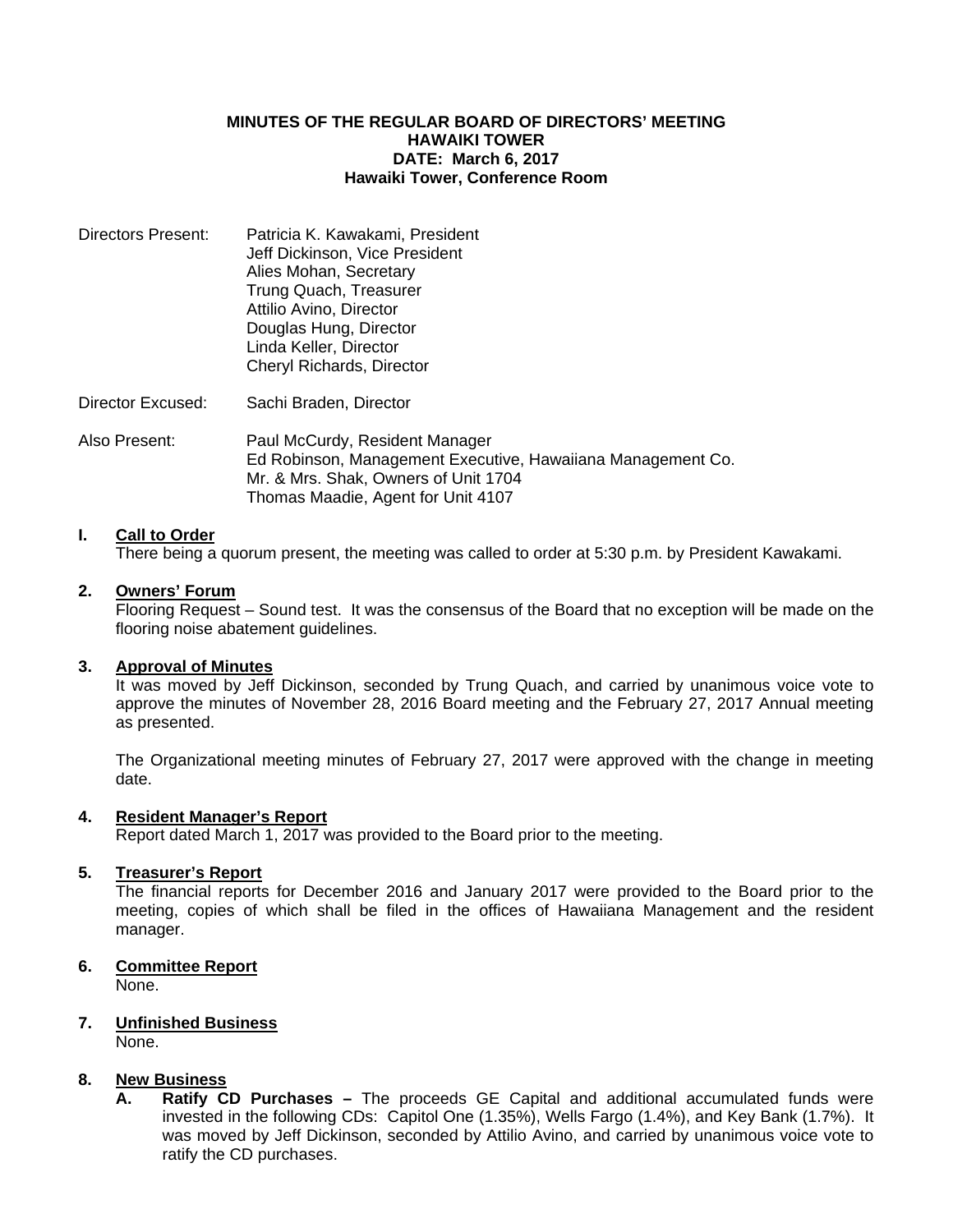**MINUTES OF THE REGULAR BOARD OF DIRECTORS' MEETING**
**HAWAIKI TOWER**
**DATE: March 6, 2017**
**Hawaiki Tower, Conference Room**

Directors Present: Patricia K. Kawakami, President
Jeff Dickinson, Vice President
Alies Mohan, Secretary
Trung Quach, Treasurer
Attilio Avino, Director
Douglas Hung, Director
Linda Keller, Director
Cheryl Richards, Director

Director Excused: Sachi Braden, Director

Also Present: Paul McCurdy, Resident Manager
Ed Robinson, Management Executive, Hawaiiana Management Co.
Mr. & Mrs. Shak, Owners of Unit 1704
Thomas Maadie, Agent for Unit 4107

## I. Call to Order

There being a quorum present, the meeting was called to order at 5:30 p.m. by President Kawakami.

## 2. Owners' Forum

Flooring Request – Sound test. It was the consensus of the Board that no exception will be made on the flooring noise abatement guidelines.

## 3. Approval of Minutes

It was moved by Jeff Dickinson, seconded by Trung Quach, and carried by unanimous voice vote to approve the minutes of November 28, 2016 Board meeting and the February 27, 2017 Annual meeting as presented.

The Organizational meeting minutes of February 27, 2017 were approved with the change in meeting date.

## 4. Resident Manager's Report

Report dated March 1, 2017 was provided to the Board prior to the meeting.

## 5. Treasurer's Report

The financial reports for December 2016 and January 2017 were provided to the Board prior to the meeting, copies of which shall be filed in the offices of Hawaiiana Management and the resident manager.

## 6. Committee Report

None.

## 7. Unfinished Business

None.

## 8. New Business

**A. Ratify CD Purchases –** The proceeds GE Capital and additional accumulated funds were invested in the following CDs: Capitol One (1.35%), Wells Fargo (1.4%), and Key Bank (1.7%). It was moved by Jeff Dickinson, seconded by Attilio Avino, and carried by unanimous voice vote to ratify the CD purchases.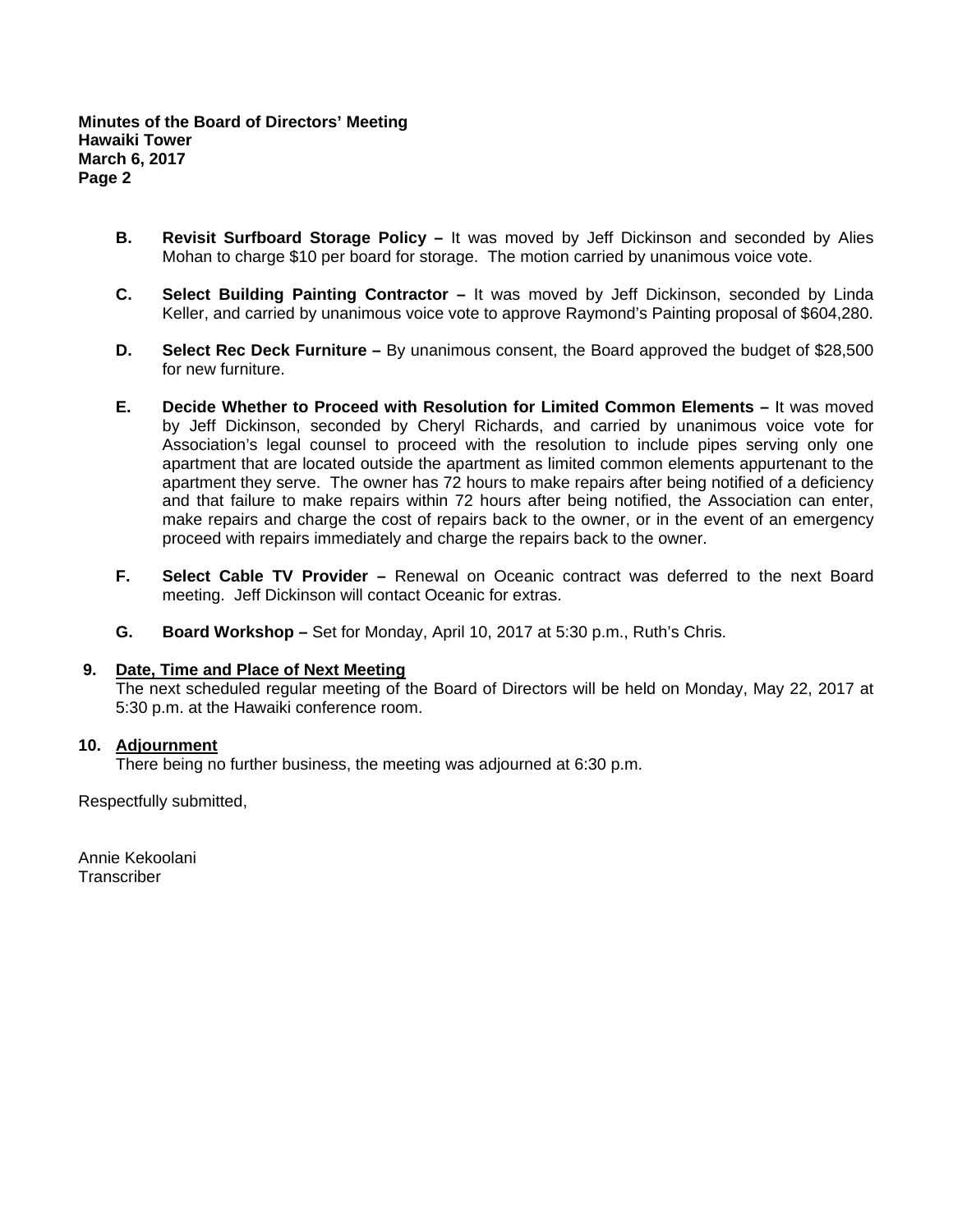- **B. Revisit Surfboard Storage Policy –** It was moved by Jeff Dickinson and seconded by Alies Mohan to charge $10 per board for storage. The motion carried by unanimous voice vote.

- **C. Select Building Painting Contractor –** It was moved by Jeff Dickinson, seconded by Linda Keller, and carried by unanimous voice vote to approve Raymond's Painting proposal of $604,280.

- **D. Select Rec Deck Furniture –** By unanimous consent, the Board approved the budget of $28,500 for new furniture.

- **E. Decide Whether to Proceed with Resolution for Limited Common Elements –** It was moved by Jeff Dickinson, seconded by Cheryl Richards, and carried by unanimous voice vote for Association's legal counsel to proceed with the resolution to include pipes serving only one apartment that are located outside the apartment as limited common elements appurtenant to the apartment they serve. The owner has 72 hours to make repairs after being notified of a deficiency and that failure to make repairs within 72 hours after being notified, the Association can enter, make repairs and charge the cost of repairs back to the owner, or in the event of an emergency proceed with repairs immediately and charge the repairs back to the owner.

- **F. Select Cable TV Provider –** Renewal on Oceanic contract was deferred to the next Board meeting. Jeff Dickinson will contact Oceanic for extras.

- **G. Board Workshop –** Set for Monday, April 10, 2017 at 5:30 p.m., Ruth's Chris.

**9. <u>Date, Time and Place of Next Meeting</u>**

The next scheduled regular meeting of the Board of Directors will be held on Monday, May 22, 2017 at 5:30 p.m. at the Hawaiki conference room.

**10. <u>Adjournment</u>**

There being no further business, the meeting was adjourned at 6:30 p.m.

Respectfully submitted,

Annie Kekoolani
Transcriber